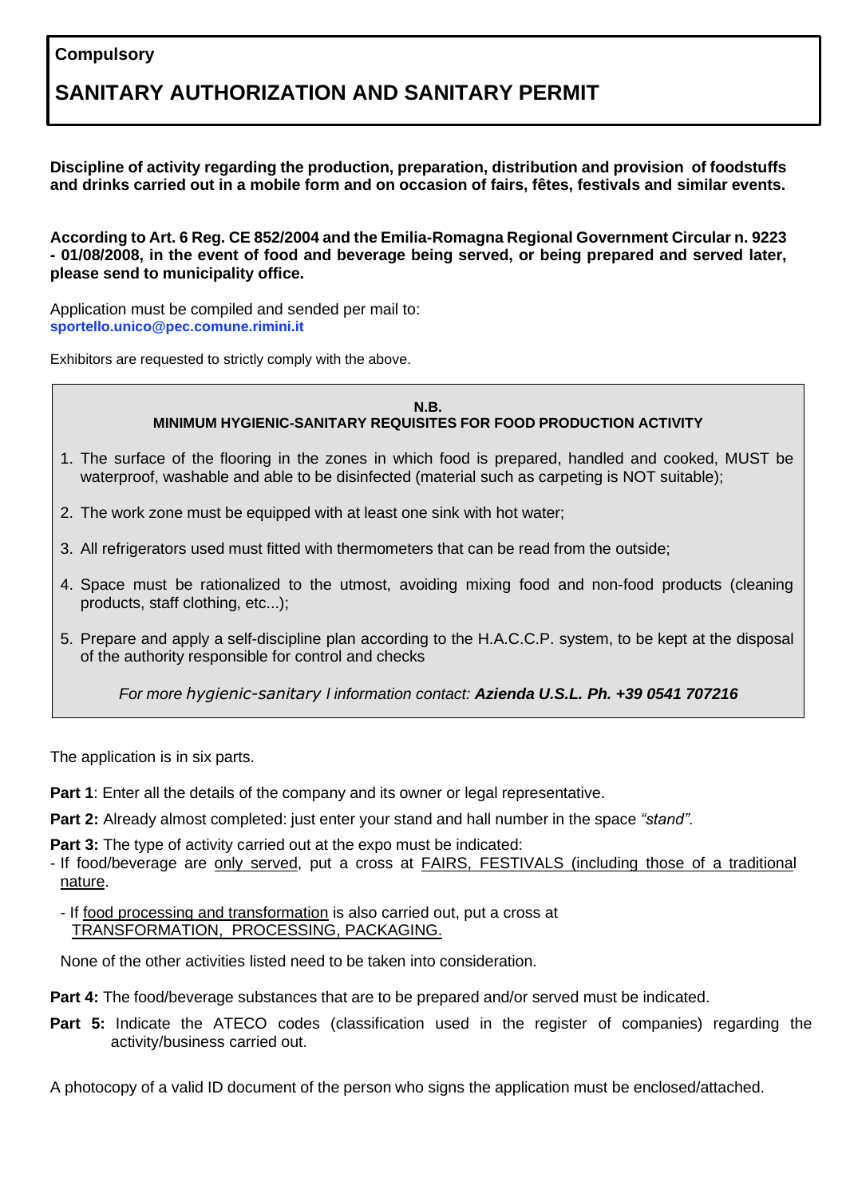**Compulsory**

# SANITARY AUTHORIZATION AND SANITARY PERMIT

**Discipline of activity regarding the production, preparation, distribution and provision of foodstuffs and drinks carried out in a mobile form and on occasion of fairs, fêtes, festivals and similar events.**

**According to Art. 6 Reg. CE 852/2004 and the Emilia-Romagna Regional Government Circular n. 9223 - 01/08/2008, in the event of food and beverage being served, or being prepared and served later, please send to municipality office.**

Application must be compiled and sended per mail to:
**sportello.unico@pec.comune.rimini.it**

Exhibitors are requested to strictly comply with the above.

**N.B.**
**MINIMUM HYGIENIC-SANITARY REQUISITES FOR FOOD PRODUCTION ACTIVITY**

1. The surface of the flooring in the zones in which food is prepared, handled and cooked, MUST be waterproof, washable and able to be disinfected (material such as carpeting is NOT suitable);
2. The work zone must be equipped with at least one sink with hot water;
3. All refrigerators used must fitted with thermometers that can be read from the outside;
4. Space must be rationalized to the utmost, avoiding mixing food and non-food products (cleaning products, staff clothing, etc...);
5. Prepare and apply a self-discipline plan according to the H.A.C.C.P. system, to be kept at the disposal of the authority responsible for control and checks

*For more hygienic-sanitary l information contact:* ***Azienda U.S.L. Ph. +39 0541 707216***

The application is in six parts.

**Part 1**: Enter all the details of the company and its owner or legal representative.

**Part 2:** Already almost completed: just enter your stand and hall number in the space *"stand".*

**Part 3:** The type of activity carried out at the expo must be indicated:
- If food/beverage are only served, put a cross at FAIRS, FESTIVALS (including those of a traditional nature.
- If food processing and transformation is also carried out, put a cross at TRANSFORMATION, PROCESSING, PACKAGING.

None of the other activities listed need to be taken into consideration.

**Part 4:** The food/beverage substances that are to be prepared and/or served must be indicated.

**Part 5:** Indicate the ATECO codes (classification used in the register of companies) regarding the activity/business carried out.

A photocopy of a valid ID document of the person who signs the application must be enclosed/attached.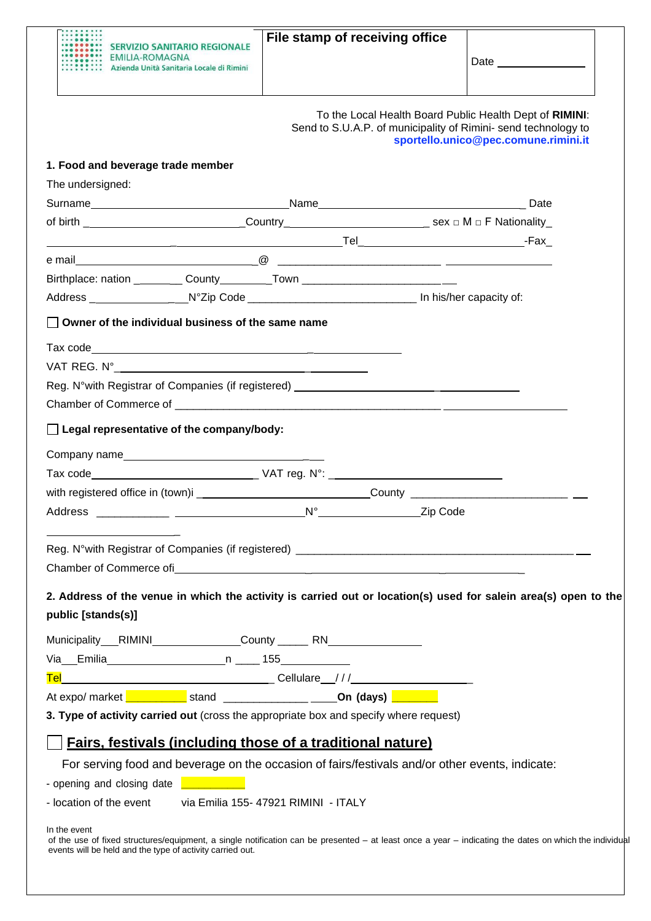| SERVIZIO SANITARIO REGIONALE EMILIA-ROMAGNA Azienda Unità Sanitaria Locale di Rimini | **File stamp of receiving office** | Date ______________ |
|---|---|---|

To the Local Health Board Public Health Dept of **RIMINI**:
Send to S.U.A.P. of municipality of Rimini- send technology to **sportello.unico@pec.comune.rimini.it**

**1. Food and beverage trade member**

The undersigned:

Surname_________________________________Name__________________________________ Date of birth ___________________________Country_______________________ sex □ M □ F Nationality_ __________________________________________________Tel____________________________-Fax_

e mail____________________________@ __________________________ __________________

Birthplace: nation ________ County_________Town _________________________

Address __________________N°Zip Code ____________________________ In his/her capacity of:

☐ **Owner of the individual business of the same name**

Tax code____________________________________________________________

VAT REG. N°_________________________________________________

Reg. N°with Registrar of Companies (if registered) ________________________________________

Chamber of Commerce of ___________________________________________ __________________

☐ **Legal representative of the company/body:**

Company name_________________________________________

Tax code_____________________________ VAT reg. N°: _____________________________

with registered office in (town)i ____________________________County __________________________ __

Address ____________ ______________________N°_________________Zip Code

______________________

Reg. N°with Registrar of Companies (if registered) ______________________________________________ __

Chamber of Commerce ofi_____________________________________________________________

**2. Address of the venue in which the activity is carried out or location(s) used for salein area(s) open to the public [stands(s)]**

Municipality___RIMINI_______________County _____ RN________________

Via__Emilia_____________________n ____ 155____________

Tel________________________________________ Cellulare__/ / /_______________________

At expo/ market __________ stand ______________ _____**On (days)** ________

**3. Type of activity carried out** (cross the appropriate box and specify where request)

☐ **<u>Fairs, festivals (including those of a traditional nature)</u>**

For serving food and beverage on the occasion of fairs/festivals and/or other events, indicate:

- opening and closing date ___________
- location of the event via Emilia 155- 47921 RIMINI - ITALY

In the event
of the use of fixed structures/equipment, a single notification can be presented – at least once a year – indicating the dates on which the individual events will be held and the type of activity carried out.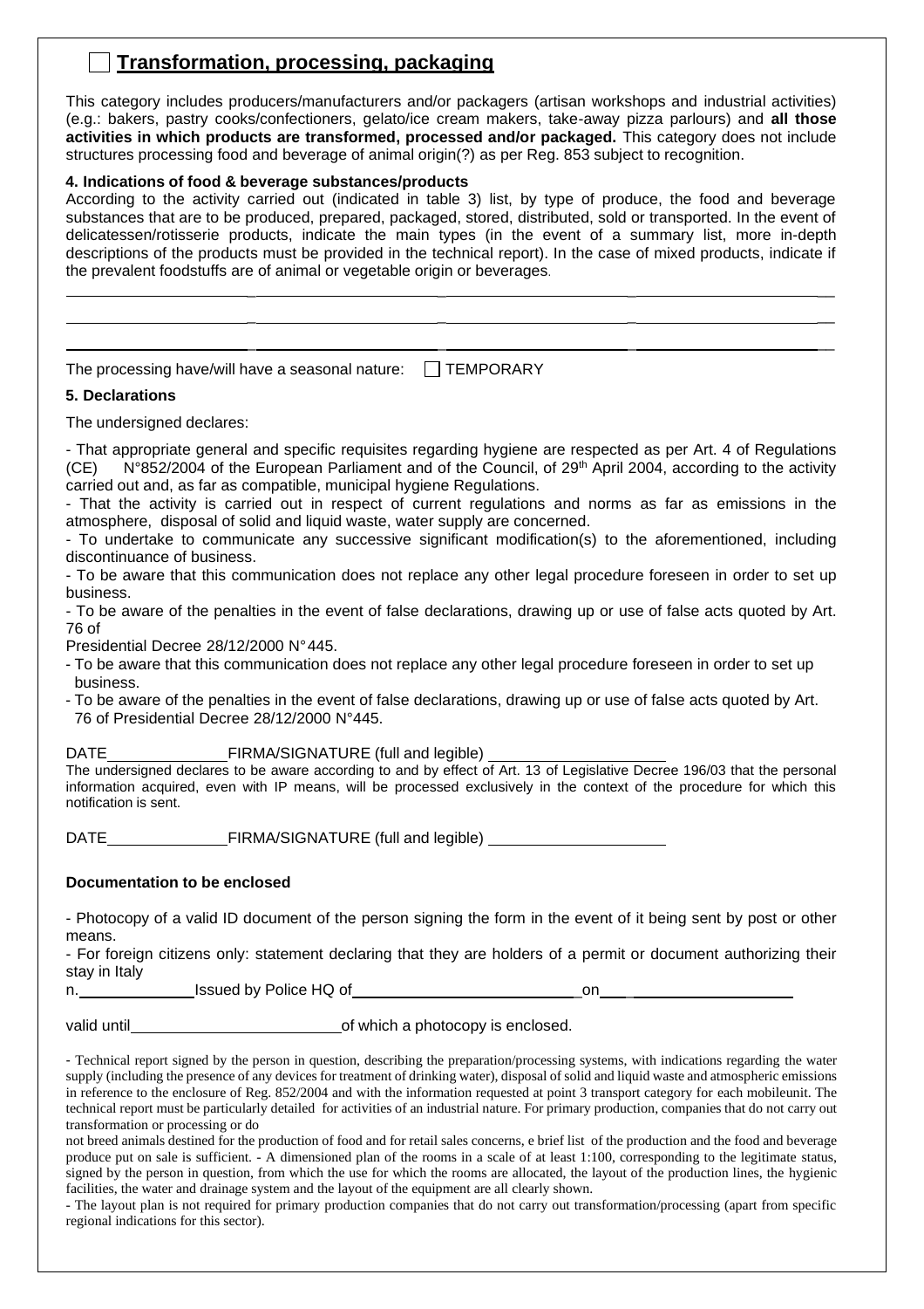## ☐ **Transformation, processing, packaging**

This category includes producers/manufacturers and/or packagers (artisan workshops and industrial activities) (e.g.: bakers, pastry cooks/confectioners, gelato/ice cream makers, take-away pizza parlours) and **all those activities in which products are transformed, processed and/or packaged.** This category does not include structures processing food and beverage of animal origin(?) as per Reg. 853 subject to recognition.

**4. Indications of food & beverage substances/products**

According to the activity carried out (indicated in table 3) list, by type of produce, the food and beverage substances that are to be produced, prepared, packaged, stored, distributed, sold or transported. In the event of delicatessen/rotisserie products, indicate the main types (in the event of a summary list, more in-depth descriptions of the products must be provided in the technical report). In the case of mixed products, indicate if the prevalent foodstuffs are of animal or vegetable origin or beverages.

______________________________________________________________________________

______________________________________________________________________________

______________________________________________________________________________

The processing have/will have a seasonal nature: ☐ TEMPORARY

**5. Declarations**

The undersigned declares:

- That appropriate general and specific requisites regarding hygiene are respected as per Art. 4 of Regulations (CE) N°852/2004 of the European Parliament and of the Council, of 29th April 2004, according to the activity carried out and, as far as compatible, municipal hygiene Regulations.
- That the activity is carried out in respect of current regulations and norms as far as emissions in the atmosphere, disposal of solid and liquid waste, water supply are concerned.
- To undertake to communicate any successive significant modification(s) to the aforementioned, including discontinuance of business.
- To be aware that this communication does not replace any other legal procedure foreseen in order to set up business.
- To be aware of the penalties in the event of false declarations, drawing up or use of false acts quoted by Art. 76 of Presidential Decree 28/12/2000 N° 445.
- To be aware that this communication does not replace any other legal procedure foreseen in order to set up business.
- To be aware of the penalties in the event of false declarations, drawing up or use of false acts quoted by Art. 76 of Presidential Decree 28/12/2000 N°445.

DATE______________ FIRMA/SIGNATURE (full and legible) ____________________

The undersigned declares to be aware according to and by effect of Art. 13 of Legislative Decree 196/03 that the personal information acquired, even with IP means, will be processed exclusively in the context of the procedure for which this notification is sent.

DATE______________ FIRMA/SIGNATURE (full and legible) ____________________

**Documentation to be enclosed**

- Photocopy of a valid ID document of the person signing the form in the event of it being sent by post or other means.
- For foreign citizens only: statement declaring that they are holders of a permit or document authorizing their stay in Italy

n.______________ Issued by Police HQ of ____________________________ on ____________________

valid until ________________________ of which a photocopy is enclosed.

- Technical report signed by the person in question, describing the preparation/processing systems, with indications regarding the water supply (including the presence of any devices for treatment of drinking water), disposal of solid and liquid waste and atmospheric emissions in reference to the enclosure of Reg. 852/2004 and with the information requested at point 3 transport category for each mobileunit. The technical report must be particularly detailed for activities of an industrial nature. For primary production, companies that do not carry out transformation or processing or do not breed animals destined for the production of food and for retail sales concerns, e brief list of the production and the food and beverage produce put on sale is sufficient. - A dimensioned plan of the rooms in a scale of at least 1:100, corresponding to the legitimate status, signed by the person in question, from which the use for which the rooms are allocated, the layout of the production lines, the hygienic facilities, the water and drainage system and the layout of the equipment are all clearly shown.
- The layout plan is not required for primary production companies that do not carry out transformation/processing (apart from specific regional indications for this sector).